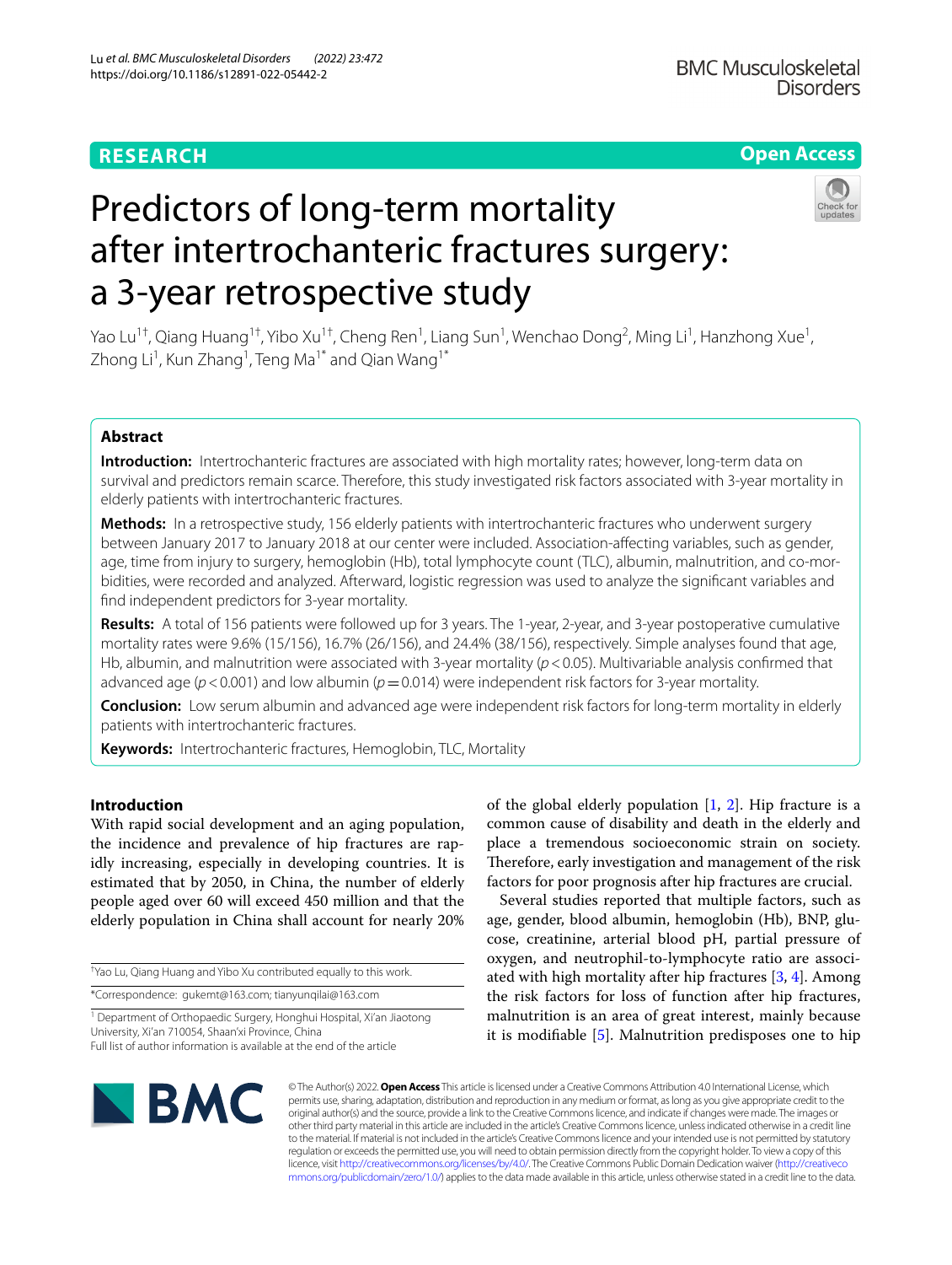RESEARCH

Open Access

# Predictors of long-term mortality after intertrochanteric fractures surgery: a 3-year retrospective study

Yao Lu[1†], Qiang Huang[1†], Yibo Xu[1†], Cheng Ren[1], Liang Sun[1], Wenchao Dong[2], Ming Li[1], Hanzhong Xue[1], Zhong Li[1], Kun Zhang[1], Teng Ma[1*] and Qian Wang[1*]

## Abstract

**Introduction:** Intertrochanteric fractures are associated with high mortality rates; however, long-term data on survival and predictors remain scarce. Therefore, this study investigated risk factors associated with 3-year mortality in elderly patients with intertrochanteric fractures.

**Methods:** In a retrospective study, 156 elderly patients with intertrochanteric fractures who underwent surgery between January 2017 to January 2018 at our center were included. Association-affecting variables, such as gender, age, time from injury to surgery, hemoglobin (Hb), total lymphocyte count (TLC), albumin, malnutrition, and co-morbidities, were recorded and analyzed. Afterward, logistic regression was used to analyze the significant variables and find independent predictors for 3-year mortality.

**Results:** A total of 156 patients were followed up for 3 years. The 1-year, 2-year, and 3-year postoperative cumulative mortality rates were 9.6% (15/156), 16.7% (26/156), and 24.4% (38/156), respectively. Simple analyses found that age, Hb, albumin, and malnutrition were associated with 3-year mortality ($p < 0.05$). Multivariable analysis confirmed that advanced age ($p < 0.001$) and low albumin ($p = 0.014$) were independent risk factors for 3-year mortality.

**Conclusion:** Low serum albumin and advanced age were independent risk factors for long-term mortality in elderly patients with intertrochanteric fractures.

**Keywords:** Intertrochanteric fractures, Hemoglobin, TLC, Mortality

## Introduction

With rapid social development and an aging population, the incidence and prevalence of hip fractures are rapidly increasing, especially in developing countries. It is estimated that by 2050, in China, the number of elderly people aged over 60 will exceed 450 million and that the elderly population in China shall account for nearly 20% of the global elderly population [1, 2]. Hip fracture is a common cause of disability and death in the elderly and place a tremendous socioeconomic strain on society. Therefore, early investigation and management of the risk factors for poor prognosis after hip fractures are crucial.

Several studies reported that multiple factors, such as age, gender, blood albumin, hemoglobin (Hb), BNP, glucose, creatinine, arterial blood pH, partial pressure of oxygen, and neutrophil-to-lymphocyte ratio are associated with high mortality after hip fractures [3, 4]. Among the risk factors for loss of function after hip fractures, malnutrition is an area of great interest, mainly because it is modifiable [5]. Malnutrition predisposes one to hip

†Yao Lu, Qiang Huang and Yibo Xu contributed equally to this work.

*Correspondence: gukemt@163.com; tianyunqilai@163.com

[1] Department of Orthopaedic Surgery, Honghui Hospital, Xi'an Jiaotong University, Xi'an 710054, Shaan'xi Province, China

Full list of author information is available at the end of the article

© The Author(s) 2022. **Open Access** This article is licensed under a Creative Commons Attribution 4.0 International License, which permits use, sharing, adaptation, distribution and reproduction in any medium or format, as long as you give appropriate credit to the original author(s) and the source, provide a link to the Creative Commons licence, and indicate if changes were made. The images or other third party material in this article are included in the article's Creative Commons licence, unless indicated otherwise in a credit line to the material. If material is not included in the article's Creative Commons licence and your intended use is not permitted by statutory regulation or exceeds the permitted use, you will need to obtain permission directly from the copyright holder. To view a copy of this licence, visit http://creativecommons.org/licenses/by/4.0/. The Creative Commons Public Domain Dedication waiver (http://creativecommons.org/publicdomain/zero/1.0/) applies to the data made available in this article, unless otherwise stated in a credit line to the data.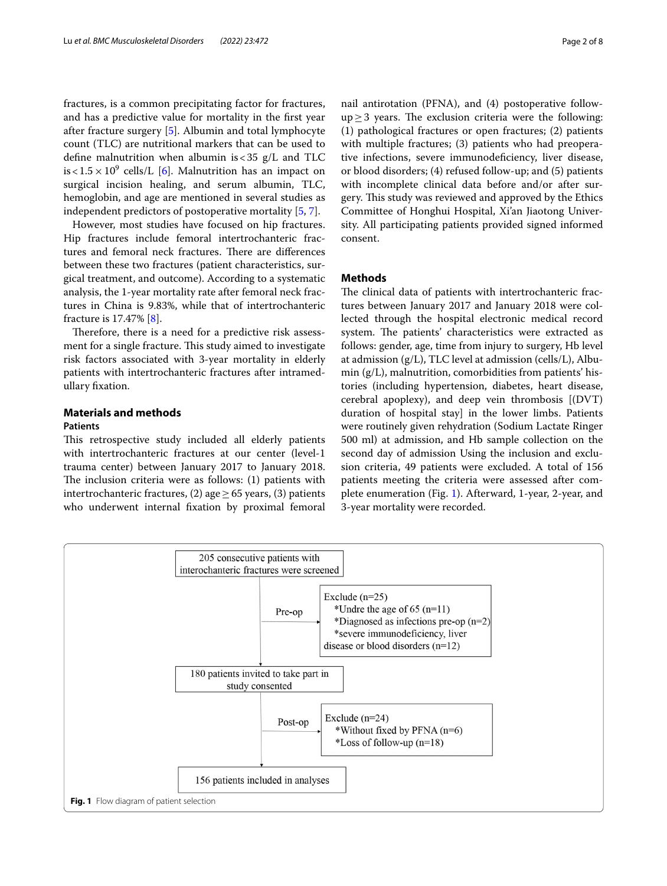fractures, is a common precipitating factor for fractures, and has a predictive value for mortality in the first year after fracture surgery [5]. Albumin and total lymphocyte count (TLC) are nutritional markers that can be used to define malnutrition when albumin is < 35 g/L and TLC is $< 1.5 \times 10^9$ cells/L [6]. Malnutrition has an impact on surgical incision healing, and serum albumin, TLC, hemoglobin, and age are mentioned in several studies as independent predictors of postoperative mortality [5, 7].

However, most studies have focused on hip fractures. Hip fractures include femoral intertrochanteric fractures and femoral neck fractures. There are differences between these two fractures (patient characteristics, surgical treatment, and outcome). According to a systematic analysis, the 1-year mortality rate after femoral neck fractures in China is 9.83%, while that of intertrochanteric fracture is 17.47% [8].

Therefore, there is a need for a predictive risk assessment for a single fracture. This study aimed to investigate risk factors associated with 3-year mortality in elderly patients with intertrochanteric fractures after intramedullary fixation.

## Materials and methods

### Patients

This retrospective study included all elderly patients with intertrochanteric fractures at our center (level-1 trauma center) between January 2017 to January 2018. The inclusion criteria were as follows: (1) patients with intertrochanteric fractures, (2) age ≥ 65 years, (3) patients who underwent internal fixation by proximal femoral nail antirotation (PFNA), and (4) postoperative follow-up ≥ 3 years. The exclusion criteria were the following: (1) pathological fractures or open fractures; (2) patients with multiple fractures; (3) patients who had preoperative infections, severe immunodeficiency, liver disease, or blood disorders; (4) refused follow-up; and (5) patients with incomplete clinical data before and/or after surgery. This study was reviewed and approved by the Ethics Committee of Honghui Hospital, Xi'an Jiaotong University. All participating patients provided signed informed consent.

## Methods

The clinical data of patients with intertrochanteric fractures between January 2017 and January 2018 were collected through the hospital electronic medical record system. The patients' characteristics were extracted as follows: gender, age, time from injury to surgery, Hb level at admission (g/L), TLC level at admission (cells/L), Albumin (g/L), malnutrition, comorbidities from patients' histories (including hypertension, diabetes, heart disease, cerebral apoplexy), and deep vein thrombosis [(DVT) duration of hospital stay] in the lower limbs. Patients were routinely given rehydration (Sodium Lactate Ringer 500 ml) at admission, and Hb sample collection on the second day of admission Using the inclusion and exclusion criteria, 49 patients were excluded. A total of 156 patients meeting the criteria were assessed after complete enumeration (Fig. 1). Afterward, 1-year, 2-year, and 3-year mortality were recorded.

205 consecutive patients with interochanteric fractures were screened

Pre-op

Exclude (n=25)
*Undre the age of 65 (n=11)
*Diagnosed as infections pre-op (n=2)
*severe immunodeficiency, liver disease or blood disorders (n=12)

180 patients invited to take part in study consented

Post-op

Exclude (n=24)
*Without fixed by PFNA (n=6)
*Loss of follow-up (n=18)

156 patients included in analyses

**Fig. 1** Flow diagram of patient selection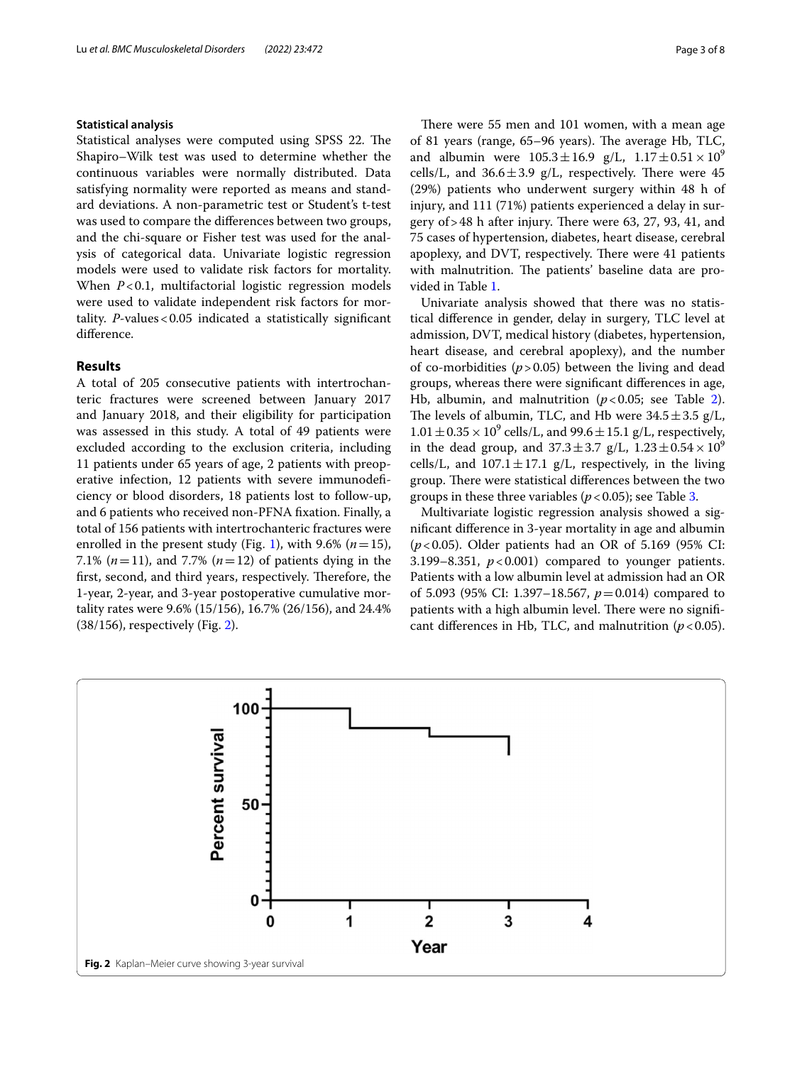### Statistical analysis

Statistical analyses were computed using SPSS 22. The Shapiro–Wilk test was used to determine whether the continuous variables were normally distributed. Data satisfying normality were reported as means and standard deviations. A non-parametric test or Student's t-test was used to compare the differences between two groups, and the chi-square or Fisher test was used for the analysis of categorical data. Univariate logistic regression models were used to validate risk factors for mortality. When $P < 0.1$, multifactorial logistic regression models were used to validate independent risk factors for mortality. $P$-values < 0.05 indicated a statistically significant difference.

## Results

A total of 205 consecutive patients with intertrochanteric fractures were screened between January 2017 and January 2018, and their eligibility for participation was assessed in this study. A total of 49 patients were excluded according to the exclusion criteria, including 11 patients under 65 years of age, 2 patients with preoperative infection, 12 patients with severe immunodeficiency or blood disorders, 18 patients lost to follow-up, and 6 patients who received non-PFNA fixation. Finally, a total of 156 patients with intertrochanteric fractures were enrolled in the present study (Fig. 1), with 9.6% ($n = 15$), 7.1% ($n = 11$), and 7.7% ($n = 12$) of patients dying in the first, second, and third years, respectively. Therefore, the 1-year, 2-year, and 3-year postoperative cumulative mortality rates were 9.6% (15/156), 16.7% (26/156), and 24.4% (38/156), respectively (Fig. 2).

There were 55 men and 101 women, with a mean age of 81 years (range, 65–96 years). The average Hb, TLC, and albumin were $105.3 \pm 16.9$ g/L, $1.17 \pm 0.51 \times 10^9$ cells/L, and $36.6 \pm 3.9$ g/L, respectively. There were 45 (29%) patients who underwent surgery within 48 h of injury, and 111 (71%) patients experienced a delay in surgery of > 48 h after injury. There were 63, 27, 93, 41, and 75 cases of hypertension, diabetes, heart disease, cerebral apoplexy, and DVT, respectively. There were 41 patients with malnutrition. The patients' baseline data are provided in Table 1.

Univariate analysis showed that there was no statistical difference in gender, delay in surgery, TLC level at admission, DVT, medical history (diabetes, hypertension, heart disease, and cerebral apoplexy), and the number of co-morbidities ($p > 0.05$) between the living and dead groups, whereas there were significant differences in age, Hb, albumin, and malnutrition ($p < 0.05$; see Table 2). The levels of albumin, TLC, and Hb were $34.5 \pm 3.5$ g/L, $1.01 \pm 0.35 \times 10^9$ cells/L, and $99.6 \pm 15.1$ g/L, respectively, in the dead group, and $37.3 \pm 3.7$ g/L, $1.23 \pm 0.54 \times 10^9$ cells/L, and $107.1 \pm 17.1$ g/L, respectively, in the living group. There were statistical differences between the two groups in these three variables ($p < 0.05$); see Table 3.

Multivariate logistic regression analysis showed a significant difference in 3-year mortality in age and albumin ($p < 0.05$). Older patients had an OR of 5.169 (95% CI: 3.199–8.351, $p < 0.001$) compared to younger patients. Patients with a low albumin level at admission had an OR of 5.093 (95% CI: 1.397–18.567, $p = 0.014$) compared to patients with a high albumin level. There were no significant differences in Hb, TLC, and malnutrition ($p < 0.05$).

**Fig. 2** Kaplan–Meier curve showing 3-year survival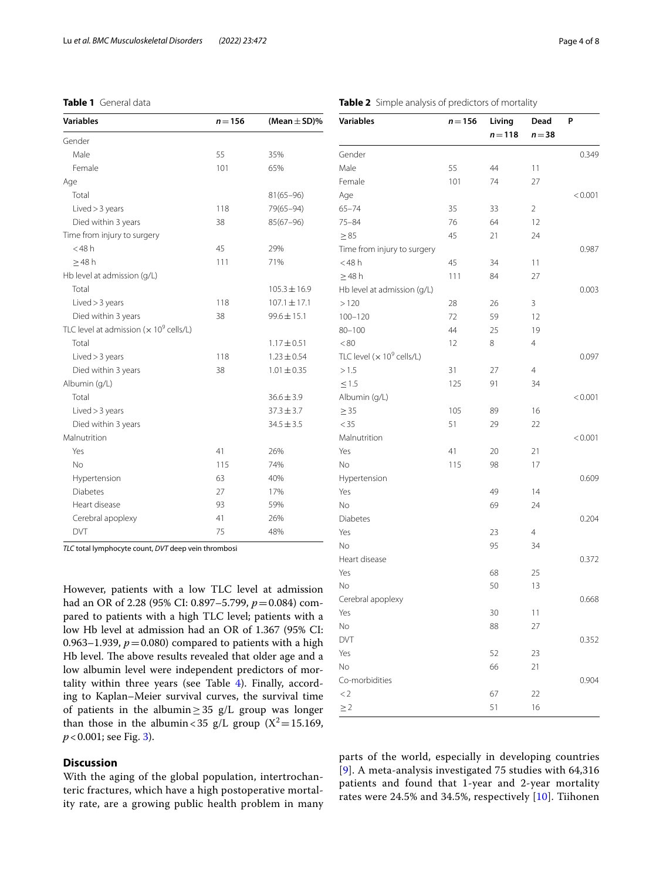**Table 1** General data

| Variables | $n=156$ | (Mean ± SD)% |
|---|---|---|
| Gender | | |
| Male | 55 | 35% |
| Female | 101 | 65% |
| Age | | |
| Total | | 81(65–96) |
| Lived > 3 years | 118 | 79(65–94) |
| Died within 3 years | 38 | 85(67–96) |
| Time from injury to surgery | | |
| <48 h | 45 | 29% |
| ≥48 h | 111 | 71% |
| Hb level at admission (g/L) | | |
| Total | | 105.3 ± 16.9 |
| Lived > 3 years | 118 | 107.1 ± 17.1 |
| Died within 3 years | 38 | 99.6 ± 15.1 |
| TLC level at admission (× $10^9$ cells/L) | | |
| Total | | 1.17 ± 0.51 |
| Lived > 3 years | 118 | 1.23 ± 0.54 |
| Died within 3 years | 38 | 1.01 ± 0.35 |
| Albumin (g/L) | | |
| Total | | 36.6 ± 3.9 |
| Lived > 3 years | | 37.3 ± 3.7 |
| Died within 3 years | | 34.5 ± 3.5 |
| Malnutrition | | |
| Yes | 41 | 26% |
| No | 115 | 74% |
| Hypertension | 63 | 40% |
| Diabetes | 27 | 17% |
| Heart disease | 93 | 59% |
| Cerebral apoplexy | 41 | 26% |
| DVT | 75 | 48% |

*TLC* total lymphocyte count, *DVT* deep vein thrombosi

**Table 2** Simple analysis of predictors of mortality

| Variables | $n=156$ | Living $n=118$ | Dead $n=38$ | P |
|---|---|---|---|---|
| Gender | | | | 0.349 |
| Male | 55 | 44 | 11 | |
| Female | 101 | 74 | 27 | |
| Age | | | | <0.001 |
| 65–74 | 35 | 33 | 2 | |
| 75–84 | 76 | 64 | 12 | |
| ≥85 | 45 | 21 | 24 | |
| Time from injury to surgery | | | | 0.987 |
| <48 h | 45 | 34 | 11 | |
| ≥48 h | 111 | 84 | 27 | |
| Hb level at admission (g/L) | | | | 0.003 |
| >120 | 28 | 26 | 3 | |
| 100–120 | 72 | 59 | 12 | |
| 80–100 | 44 | 25 | 19 | |
| <80 | 12 | 8 | 4 | |
| TLC level (× $10^9$ cells/L) | | | | 0.097 |
| >1.5 | 31 | 27 | 4 | |
| ≤1.5 | 125 | 91 | 34 | |
| Albumin (g/L) | | | | <0.001 |
| ≥35 | 105 | 89 | 16 | |
| <35 | 51 | 29 | 22 | |
| Malnutrition | | | | <0.001 |
| Yes | 41 | 20 | 21 | |
| No | 115 | 98 | 17 | |
| Hypertension | | | | 0.609 |
| Yes | | 49 | 14 | |
| No | | 69 | 24 | |
| Diabetes | | | | 0.204 |
| Yes | | 23 | 4 | |
| No | | 95 | 34 | |
| Heart disease | | | | 0.372 |
| Yes | | 68 | 25 | |
| No | | 50 | 13 | |
| Cerebral apoplexy | | | | 0.668 |
| Yes | | 30 | 11 | |
| No | | 88 | 27 | |
| DVT | | | | 0.352 |
| Yes | | 52 | 23 | |
| No | | 66 | 21 | |
| Co-morbidities | | | | 0.904 |
| <2 | | 67 | 22 | |
| ≥2 | | 51 | 16 | |

However, patients with a low TLC level at admission had an OR of 2.28 (95% CI: 0.897–5.799, $p=0.084$) compared to patients with a high TLC level; patients with a low Hb level at admission had an OR of 1.367 (95% CI: 0.963–1.939, $p=0.080$) compared to patients with a high Hb level. The above results revealed that older age and a low albumin level were independent predictors of mortality within three years (see Table 4). Finally, according to Kaplan–Meier survival curves, the survival time of patients in the albumin ≥ 35 g/L group was longer than those in the albumin < 35 g/L group ($X^2=15.169$, $p<0.001$; see Fig. 3).

## Discussion

With the aging of the global population, intertrochanteric fractures, which have a high postoperative mortality rate, are a growing public health problem in many parts of the world, especially in developing countries [9]. A meta-analysis investigated 75 studies with 64,316 patients and found that 1-year and 2-year mortality rates were 24.5% and 34.5%, respectively [10]. Tiihonen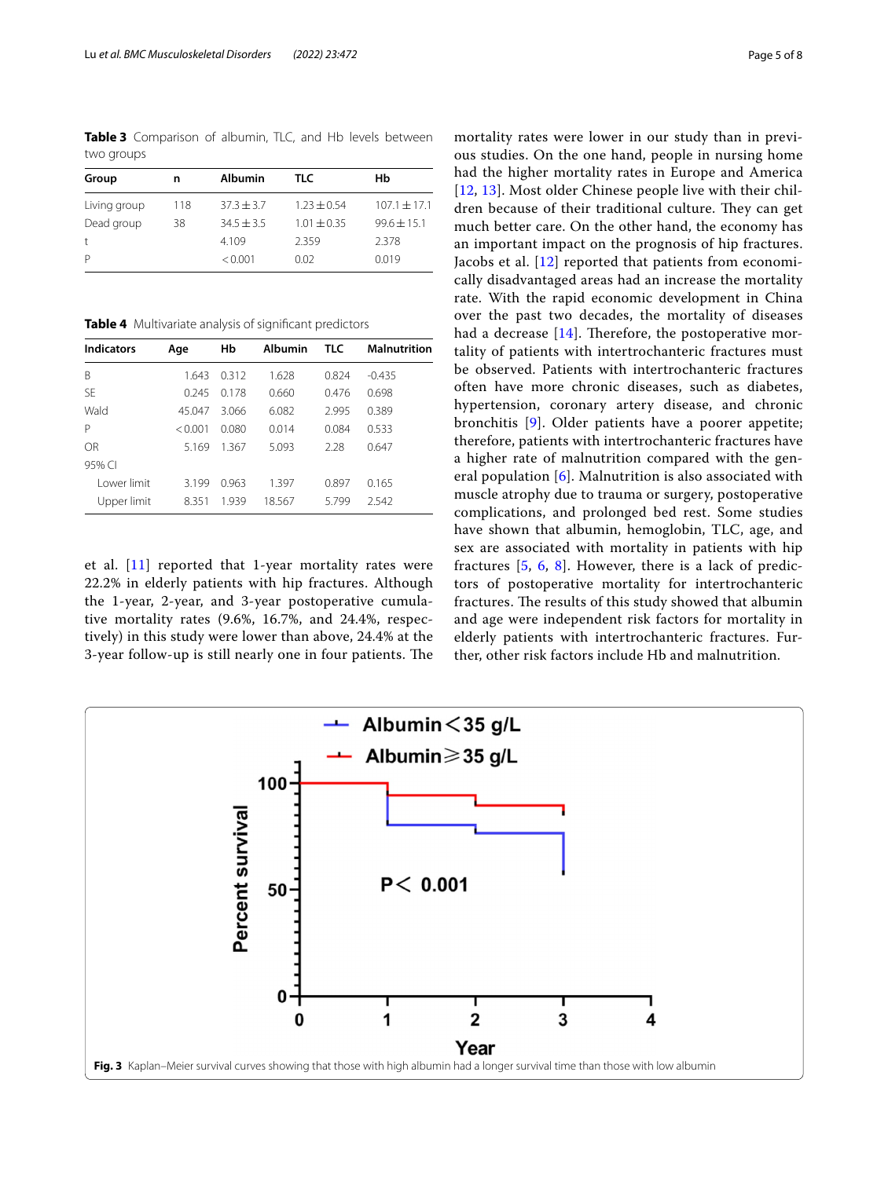**Table 3** Comparison of albumin, TLC, and Hb levels between two groups

| Group | n | Albumin | TLC | Hb |
|---|---|---|---|---|
| Living group | 118 | 37.3 ± 3.7 | 1.23 ± 0.54 | 107.1 ± 17.1 |
| Dead group | 38 | 34.5 ± 3.5 | 1.01 ± 0.35 | 99.6 ± 15.1 |
| t | | 4.109 | 2.359 | 2.378 |
| P | | < 0.001 | 0.02 | 0.019 |

**Table 4** Multivariate analysis of significant predictors

| Indicators | Age | Hb | Albumin | TLC | Malnutrition |
|---|---|---|---|---|---|
| B | 1.643 | 0.312 | 1.628 | 0.824 | -0.435 |
| SE | 0.245 | 0.178 | 0.660 | 0.476 | 0.698 |
| Wald | 45.047 | 3.066 | 6.082 | 2.995 | 0.389 |
| P | < 0.001 | 0.080 | 0.014 | 0.084 | 0.533 |
| OR | 5.169 | 1.367 | 5.093 | 2.28 | 0.647 |
| 95% CI | | | | | |
| Lower limit | 3.199 | 0.963 | 1.397 | 0.897 | 0.165 |
| Upper limit | 8.351 | 1.939 | 18.567 | 5.799 | 2.542 |

et al. [11] reported that 1-year mortality rates were 22.2% in elderly patients with hip fractures. Although the 1-year, 2-year, and 3-year postoperative cumulative mortality rates (9.6%, 16.7%, and 24.4%, respectively) in this study were lower than above, 24.4% at the 3-year follow-up is still nearly one in four patients. The mortality rates were lower in our study than in previous studies. On the one hand, people in nursing home had the higher mortality rates in Europe and America [12, 13]. Most older Chinese people live with their children because of their traditional culture. They can get much better care. On the other hand, the economy has an important impact on the prognosis of hip fractures. Jacobs et al. [12] reported that patients from economically disadvantaged areas had an increase the mortality rate. With the rapid economic development in China over the past two decades, the mortality of diseases had a decrease [14]. Therefore, the postoperative mortality of patients with intertrochanteric fractures must be observed. Patients with intertrochanteric fractures often have more chronic diseases, such as diabetes, hypertension, coronary artery disease, and chronic bronchitis [9]. Older patients have a poorer appetite; therefore, patients with intertrochanteric fractures have a higher rate of malnutrition compared with the general population [6]. Malnutrition is also associated with muscle atrophy due to trauma or surgery, postoperative complications, and prolonged bed rest. Some studies have shown that albumin, hemoglobin, TLC, age, and sex are associated with mortality in patients with hip fractures [5, 6, 8]. However, there is a lack of predictors of postoperative mortality for intertrochanteric fractures. The results of this study showed that albumin and age were independent risk factors for mortality in elderly patients with intertrochanteric fractures. Further, other risk factors include Hb and malnutrition.

**Fig. 3** Kaplan–Meier survival curves showing that those with high albumin had a longer survival time than those with low albumin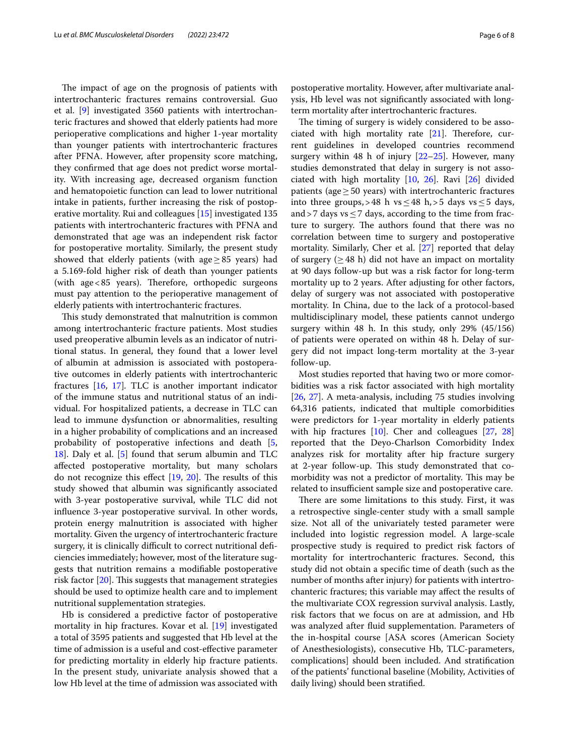The impact of age on the prognosis of patients with intertrochanteric fractures remains controversial. Guo et al. [9] investigated 3560 patients with intertrochanteric fractures and showed that elderly patients had more perioperative complications and higher 1-year mortality than younger patients with intertrochanteric fractures after PFNA. However, after propensity score matching, they confirmed that age does not predict worse mortality. With increasing age, decreased organism function and hematopoietic function can lead to lower nutritional intake in patients, further increasing the risk of postoperative mortality. Rui and colleagues [15] investigated 135 patients with intertrochanteric fractures with PFNA and demonstrated that age was an independent risk factor for postoperative mortality. Similarly, the present study showed that elderly patients (with age $\geq$ 85 years) had a 5.169-fold higher risk of death than younger patients (with age < 85 years). Therefore, orthopedic surgeons must pay attention to the perioperative management of elderly patients with intertrochanteric fractures.

This study demonstrated that malnutrition is common among intertrochanteric fracture patients. Most studies used preoperative albumin levels as an indicator of nutritional status. In general, they found that a lower level of albumin at admission is associated with postoperative outcomes in elderly patients with intertrochanteric fractures [16, 17]. TLC is another important indicator of the immune status and nutritional status of an individual. For hospitalized patients, a decrease in TLC can lead to immune dysfunction or abnormalities, resulting in a higher probability of complications and an increased probability of postoperative infections and death [5, 18]. Daly et al. [5] found that serum albumin and TLC affected postoperative mortality, but many scholars do not recognize this effect [19, 20]. The results of this study showed that albumin was significantly associated with 3-year postoperative survival, while TLC did not influence 3-year postoperative survival. In other words, protein energy malnutrition is associated with higher mortality. Given the urgency of intertrochanteric fracture surgery, it is clinically difficult to correct nutritional deficiencies immediately; however, most of the literature suggests that nutrition remains a modifiable postoperative risk factor [20]. This suggests that management strategies should be used to optimize health care and to implement nutritional supplementation strategies.

Hb is considered a predictive factor of postoperative mortality in hip fractures. Kovar et al. [19] investigated a total of 3595 patients and suggested that Hb level at the time of admission is a useful and cost-effective parameter for predicting mortality in elderly hip fracture patients. In the present study, univariate analysis showed that a low Hb level at the time of admission was associated with postoperative mortality. However, after multivariate analysis, Hb level was not significantly associated with long-term mortality after intertrochanteric fractures.

The timing of surgery is widely considered to be associated with high mortality rate [21]. Therefore, current guidelines in developed countries recommend surgery within 48 h of injury [22–25]. However, many studies demonstrated that delay in surgery is not associated with high mortality [10, 26]. Ravi [26] divided patients (age $\geq$ 50 years) with intertrochanteric fractures into three groups, > 48 h vs $\leq$ 48 h, > 5 days vs $\leq$ 5 days, and > 7 days vs $\leq$ 7 days, according to the time from fracture to surgery. The authors found that there was no correlation between time to surgery and postoperative mortality. Similarly, Cher et al. [27] reported that delay of surgery ($\geq$ 48 h) did not have an impact on mortality at 90 days follow-up but was a risk factor for long-term mortality up to 2 years. After adjusting for other factors, delay of surgery was not associated with postoperative mortality. In China, due to the lack of a protocol-based multidisciplinary model, these patients cannot undergo surgery within 48 h. In this study, only 29% (45/156) of patients were operated on within 48 h. Delay of surgery did not impact long-term mortality at the 3-year follow-up.

Most studies reported that having two or more comorbidities was a risk factor associated with high mortality [26, 27]. A meta-analysis, including 75 studies involving 64,316 patients, indicated that multiple comorbidities were predictors for 1-year mortality in elderly patients with hip fractures [10]. Cher and colleagues [27, 28] reported that the Deyo-Charlson Comorbidity Index analyzes risk for mortality after hip fracture surgery at 2-year follow-up. This study demonstrated that comorbidity was not a predictor of mortality. This may be related to insufficient sample size and postoperative care.

There are some limitations to this study. First, it was a retrospective single-center study with a small sample size. Not all of the univariately tested parameter were included into logistic regression model. A large-scale prospective study is required to predict risk factors of mortality for intertrochanteric fractures. Second, this study did not obtain a specific time of death (such as the number of months after injury) for patients with intertrochanteric fractures; this variable may affect the results of the multivariate COX regression survival analysis. Lastly, risk factors that we focus on are at admission, and Hb was analyzed after fluid supplementation. Parameters of the in-hospital course [ASA scores (American Society of Anesthesiologists), consecutive Hb, TLC-parameters, complications] should been included. And stratification of the patients' functional baseline (Mobility, Activities of daily living) should been stratified.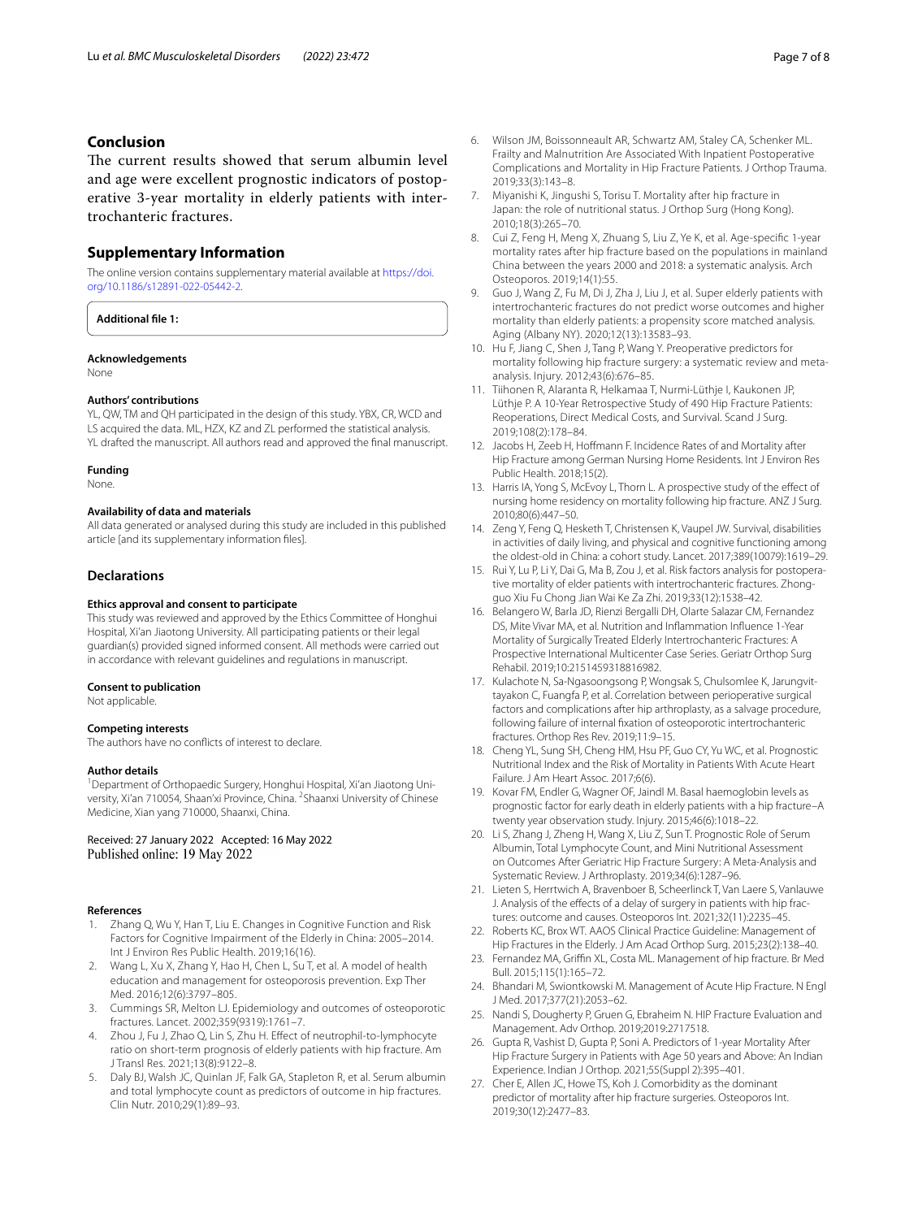## Conclusion

The current results showed that serum albumin level and age were excellent prognostic indicators of postoperative 3-year mortality in elderly patients with intertrochanteric fractures.

## Supplementary Information

The online version contains supplementary material available at https://doi.org/10.1186/s12891-022-05442-2.

**Additional file 1:**

### Acknowledgements

None

### Authors' contributions

YL, QW, TM and QH participated in the design of this study. YBX, CR, WCD and LS acquired the data. ML, HZX, KZ and ZL performed the statistical analysis. YL drafted the manuscript. All authors read and approved the final manuscript.

### Funding

None.

### Availability of data and materials

All data generated or analysed during this study are included in this published article [and its supplementary information files].

## Declarations

### Ethics approval and consent to participate

This study was reviewed and approved by the Ethics Committee of Honghui Hospital, Xi'an Jiaotong University. All participating patients or their legal guardian(s) provided signed informed consent. All methods were carried out in accordance with relevant guidelines and regulations in manuscript.

### Consent to publication

Not applicable.

### Competing interests

The authors have no conflicts of interest to declare.

### Author details

[1]Department of Orthopaedic Surgery, Honghui Hospital, Xi'an Jiaotong University, Xi'an 710054, Shaan'xi Province, China. [2]Shaanxi University of Chinese Medicine, Xian yang 710000, Shaanxi, China.

Received: 27 January 2022 Accepted: 16 May 2022
Published online: 19 May 2022

### References

1. Zhang Q, Wu Y, Han T, Liu E. Changes in Cognitive Function and Risk Factors for Cognitive Impairment of the Elderly in China: 2005–2014. Int J Environ Res Public Health. 2019;16(16).
2. Wang L, Xu X, Zhang Y, Hao H, Chen L, Su T, et al. A model of health education and management for osteoporosis prevention. Exp Ther Med. 2016;12(6):3797–805.
3. Cummings SR, Melton LJ. Epidemiology and outcomes of osteoporotic fractures. Lancet. 2002;359(9319):1761–7.
4. Zhou J, Fu J, Zhao Q, Lin S, Zhu H. Effect of neutrophil-to-lymphocyte ratio on short-term prognosis of elderly patients with hip fracture. Am J Transl Res. 2021;13(8):9122–8.
5. Daly BJ, Walsh JC, Quinlan JF, Falk GA, Stapleton R, et al. Serum albumin and total lymphocyte count as predictors of outcome in hip fractures. Clin Nutr. 2010;29(1):89–93.
6. Wilson JM, Boissonneault AR, Schwartz AM, Staley CA, Schenker ML. Frailty and Malnutrition Are Associated With Inpatient Postoperative Complications and Mortality in Hip Fracture Patients. J Orthop Trauma. 2019;33(3):143–8.
7. Miyanishi K, Jingushi S, Torisu T. Mortality after hip fracture in Japan: the role of nutritional status. J Orthop Surg (Hong Kong). 2010;18(3):265–70.
8. Cui Z, Feng H, Meng X, Zhuang S, Liu Z, Ye K, et al. Age-specific 1-year mortality rates after hip fracture based on the populations in mainland China between the years 2000 and 2018: a systematic analysis. Arch Osteoporos. 2019;14(1):55.
9. Guo J, Wang Z, Fu M, Di J, Zha J, Liu J, et al. Super elderly patients with intertrochanteric fractures do not predict worse outcomes and higher mortality than elderly patients: a propensity score matched analysis. Aging (Albany NY). 2020;12(13):13583–93.
10. Hu F, Jiang C, Shen J, Tang P, Wang Y. Preoperative predictors for mortality following hip fracture surgery: a systematic review and meta-analysis. Injury. 2012;43(6):676–85.
11. Tiihonen R, Alaranta R, Helkamaa T, Nurmi-Lüthje I, Kaukonen JP, Lüthje P. A 10-Year Retrospective Study of 490 Hip Fracture Patients: Reoperations, Direct Medical Costs, and Survival. Scand J Surg. 2019;108(2):178–84.
12. Jacobs H, Zeeb H, Hoffmann F. Incidence Rates of and Mortality after Hip Fracture among German Nursing Home Residents. Int J Environ Res Public Health. 2018;15(2).
13. Harris IA, Yong S, McEvoy L, Thorn L. A prospective study of the effect of nursing home residency on mortality following hip fracture. ANZ J Surg. 2010;80(6):447–50.
14. Zeng Y, Feng Q, Hesketh T, Christensen K, Vaupel JW. Survival, disabilities in activities of daily living, and physical and cognitive functioning among the oldest-old in China: a cohort study. Lancet. 2017;389(10079):1619–29.
15. Rui Y, Lu P, Li Y, Dai G, Ma B, Zou J, et al. Risk factors analysis for postoperative mortality of elder patients with intertrochanteric fractures. Zhongguo Xiu Fu Chong Jian Wai Ke Za Zhi. 2019;33(12):1538–42.
16. Belangero W, Barla JD, Rienzi Bergalli DH, Olarte Salazar CM, Fernandez DS, Mite Vivar MA, et al. Nutrition and Inflammation Influence 1-Year Mortality of Surgically Treated Elderly Intertrochanteric Fractures: A Prospective International Multicenter Case Series. Geriatr Orthop Surg Rehabil. 2019;10:2151459318816982.
17. Kulachote N, Sa-Ngasoongsong P, Wongsak S, Chulsomlee K, Jarungvittayakon C, Fuangfa P, et al. Correlation between perioperative surgical factors and complications after hip arthroplasty, as a salvage procedure, following failure of internal fixation of osteoporotic intertrochanteric fractures. Orthop Res Rev. 2019;11:9–15.
18. Cheng YL, Sung SH, Cheng HM, Hsu PF, Guo CY, Yu WC, et al. Prognostic Nutritional Index and the Risk of Mortality in Patients With Acute Heart Failure. J Am Heart Assoc. 2017;6(6).
19. Kovar FM, Endler G, Wagner OF, Jaindl M. Basal haemoglobin levels as prognostic factor for early death in elderly patients with a hip fracture–A twenty year observation study. Injury. 2015;46(6):1018–22.
20. Li S, Zhang J, Zheng H, Wang X, Liu Z, Sun T. Prognostic Role of Serum Albumin, Total Lymphocyte Count, and Mini Nutritional Assessment on Outcomes After Geriatric Hip Fracture Surgery: A Meta-Analysis and Systematic Review. J Arthroplasty. 2019;34(6):1287–96.
21. Lieten S, Herrtwich A, Bravenboer B, Scheerlinck T, Van Laere S, Vanlauwe J. Analysis of the effects of a delay of surgery in patients with hip fractures: outcome and causes. Osteoporos Int. 2021;32(11):2235–45.
22. Roberts KC, Brox WT. AAOS Clinical Practice Guideline: Management of Hip Fractures in the Elderly. J Am Acad Orthop Surg. 2015;23(2):138–40.
23. Fernandez MA, Griffin XL, Costa ML. Management of hip fracture. Br Med Bull. 2015;115(1):165–72.
24. Bhandari M, Swiontkowski M. Management of Acute Hip Fracture. N Engl J Med. 2017;377(21):2053–62.
25. Nandi S, Dougherty P, Gruen G, Ebraheim N. HIP Fracture Evaluation and Management. Adv Orthop. 2019;2019:2717518.
26. Gupta R, Vashist D, Gupta P, Soni A. Predictors of 1-year Mortality After Hip Fracture Surgery in Patients with Age 50 years and Above: An Indian Experience. Indian J Orthop. 2021;55(Suppl 2):395–401.
27. Cher E, Allen JC, Howe TS, Koh J. Comorbidity as the dominant predictor of mortality after hip fracture surgeries. Osteoporos Int. 2019;30(12):2477–83.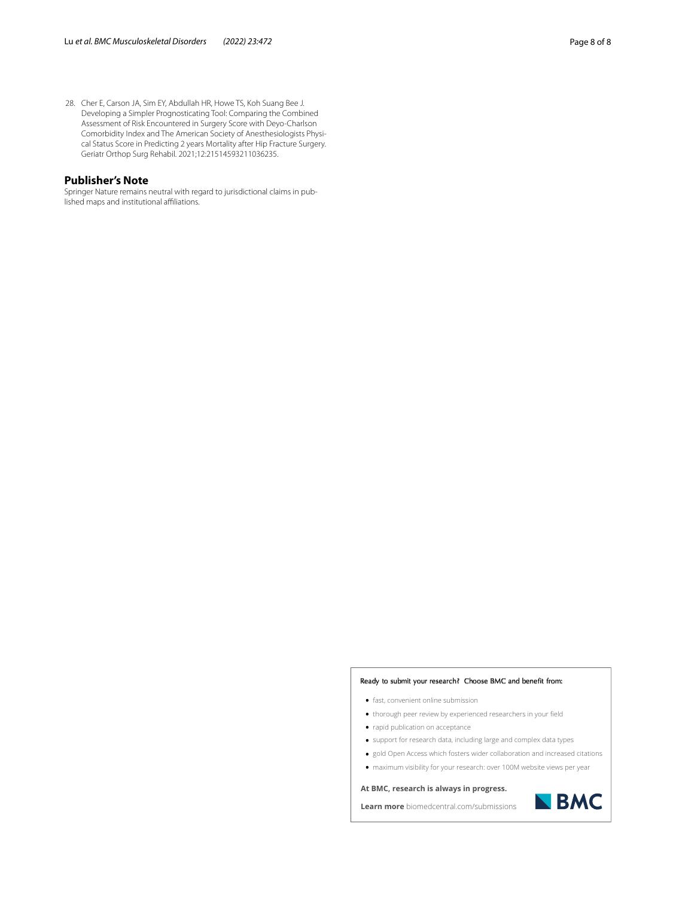28. Cher E, Carson JA, Sim EY, Abdullah HR, Howe TS, Koh Suang Bee J. Developing a Simpler Prognosticating Tool: Comparing the Combined Assessment of Risk Encountered in Surgery Score with Deyo-Charlson Comorbidity Index and The American Society of Anesthesiologists Physical Status Score in Predicting 2 years Mortality after Hip Fracture Surgery. Geriatr Orthop Surg Rehabil. 2021;12:21514593211036235.

## Publisher's Note

Springer Nature remains neutral with regard to jurisdictional claims in published maps and institutional affiliations.

Ready to submit your research? Choose BMC and benefit from:

- fast, convenient online submission
- thorough peer review by experienced researchers in your field
- rapid publication on acceptance
- support for research data, including large and complex data types
- gold Open Access which fosters wider collaboration and increased citations
- maximum visibility for your research: over 100M website views per year

**At BMC, research is always in progress.**

**Learn more** biomedcentral.com/submissions

BMC